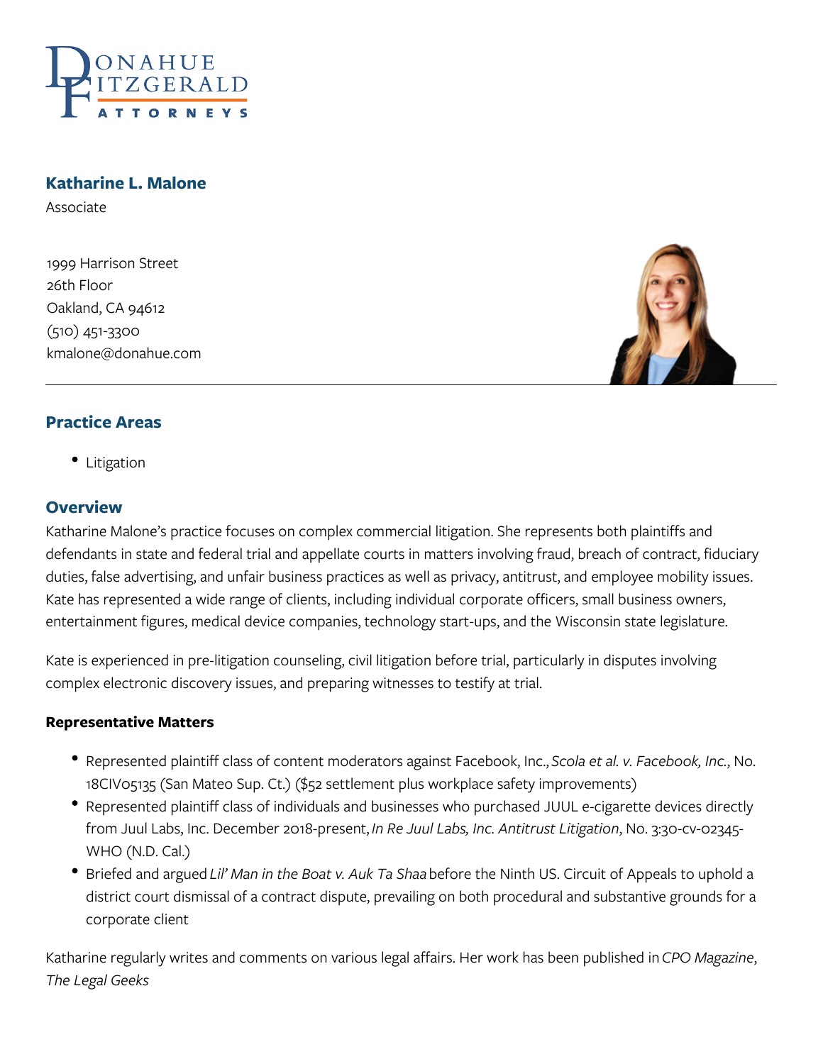DONAHUE FITZGERALD ATTORNEYS

## Katharine L. Malone

Associate

1999 Harrison Street
26th Floor
Oakland, CA 94612
(510) 451-3300
kmalone@donahue.com

### Practice Areas

- Litigation

### Overview

Katharine Malone's practice focuses on complex commercial litigation. She represents both plaintiffs and defendants in state and federal trial and appellate courts in matters involving fraud, breach of contract, fiduciary duties, false advertising, and unfair business practices as well as privacy, antitrust, and employee mobility issues. Kate has represented a wide range of clients, including individual corporate officers, small business owners, entertainment figures, medical device companies, technology start-ups, and the Wisconsin state legislature.

Kate is experienced in pre-litigation counseling, civil litigation before trial, particularly in disputes involving complex electronic discovery issues, and preparing witnesses to testify at trial.

**Representative Matters**

- Represented plaintiff class of content moderators against Facebook, Inc., *Scola et al. v. Facebook, Inc.*, No. 18CIV05135 (San Mateo Sup. Ct.) ($52 settlement plus workplace safety improvements)
- Represented plaintiff class of individuals and businesses who purchased JUUL e-cigarette devices directly from Juul Labs, Inc. December 2018-present, *In Re Juul Labs, Inc. Antitrust Litigation*, No. 3:30-cv-02345-WHO (N.D. Cal.)
- Briefed and argued *Lil' Man in the Boat v. Auk Ta Shaa* before the Ninth US. Circuit of Appeals to uphold a district court dismissal of a contract dispute, prevailing on both procedural and substantive grounds for a corporate client

Katharine regularly writes and comments on various legal affairs. Her work has been published in *CPO Magazine*, *The Legal Geeks*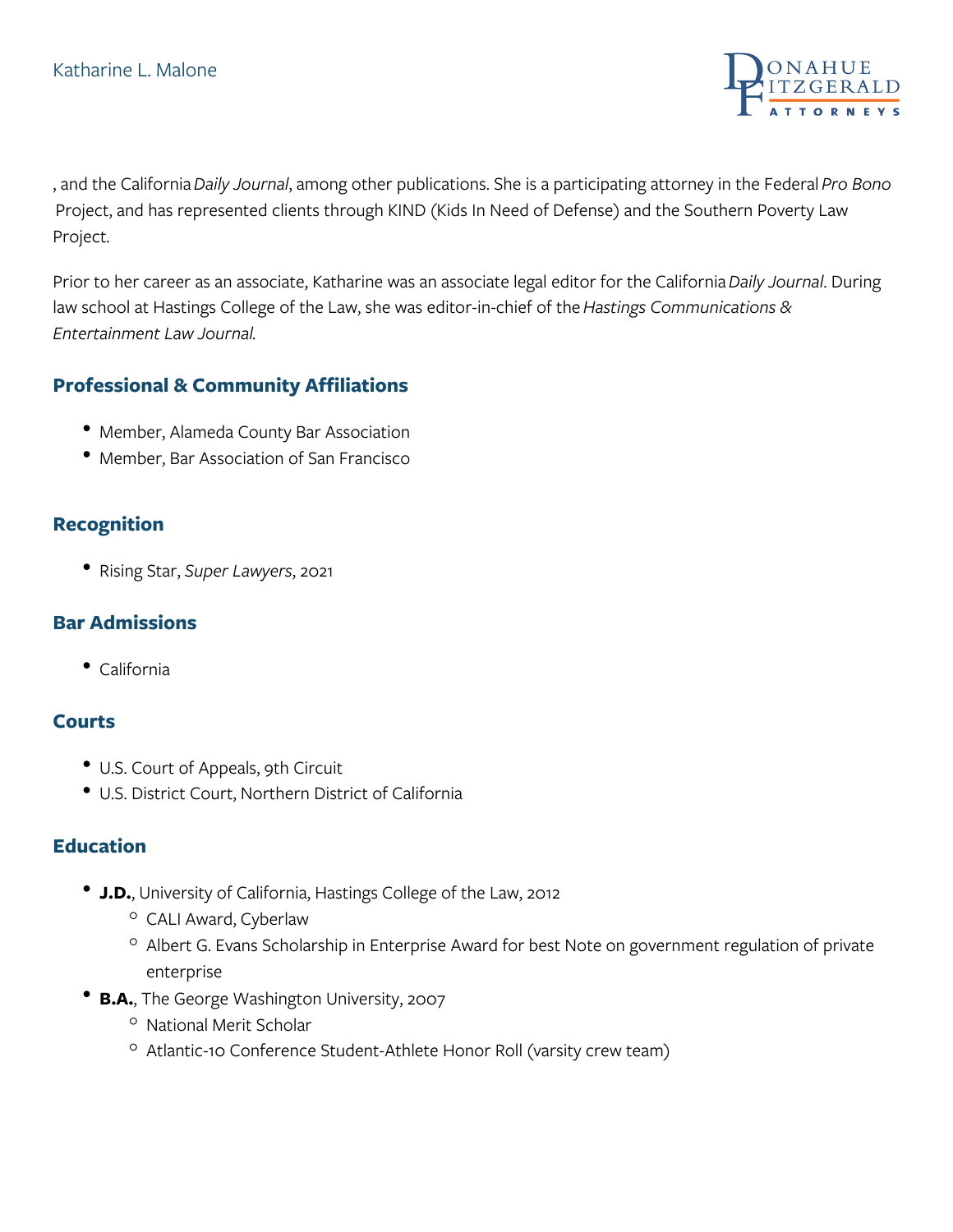, and the California *Daily Journal*, among other publications. She is a participating attorney in the Federal *Pro Bono* Project, and has represented clients through KIND (Kids In Need of Defense) and the Southern Poverty Law Project.

Prior to her career as an associate, Katharine was an associate legal editor for the California *Daily Journal*. During law school at Hastings College of the Law, she was editor-in-chief of the *Hastings Communications & Entertainment Law Journal*.

## Professional & Community Affiliations

- Member, Alameda County Bar Association
- Member, Bar Association of San Francisco

## Recognition

- Rising Star, *Super Lawyers*, 2021

## Bar Admissions

- California

## Courts

- U.S. Court of Appeals, 9th Circuit
- U.S. District Court, Northern District of California

## Education

- **J.D.**, University of California, Hastings College of the Law, 2012
  - CALI Award, Cyberlaw
  - Albert G. Evans Scholarship in Enterprise Award for best Note on government regulation of private enterprise
- **B.A.**, The George Washington University, 2007
  - National Merit Scholar
  - Atlantic-10 Conference Student-Athlete Honor Roll (varsity crew team)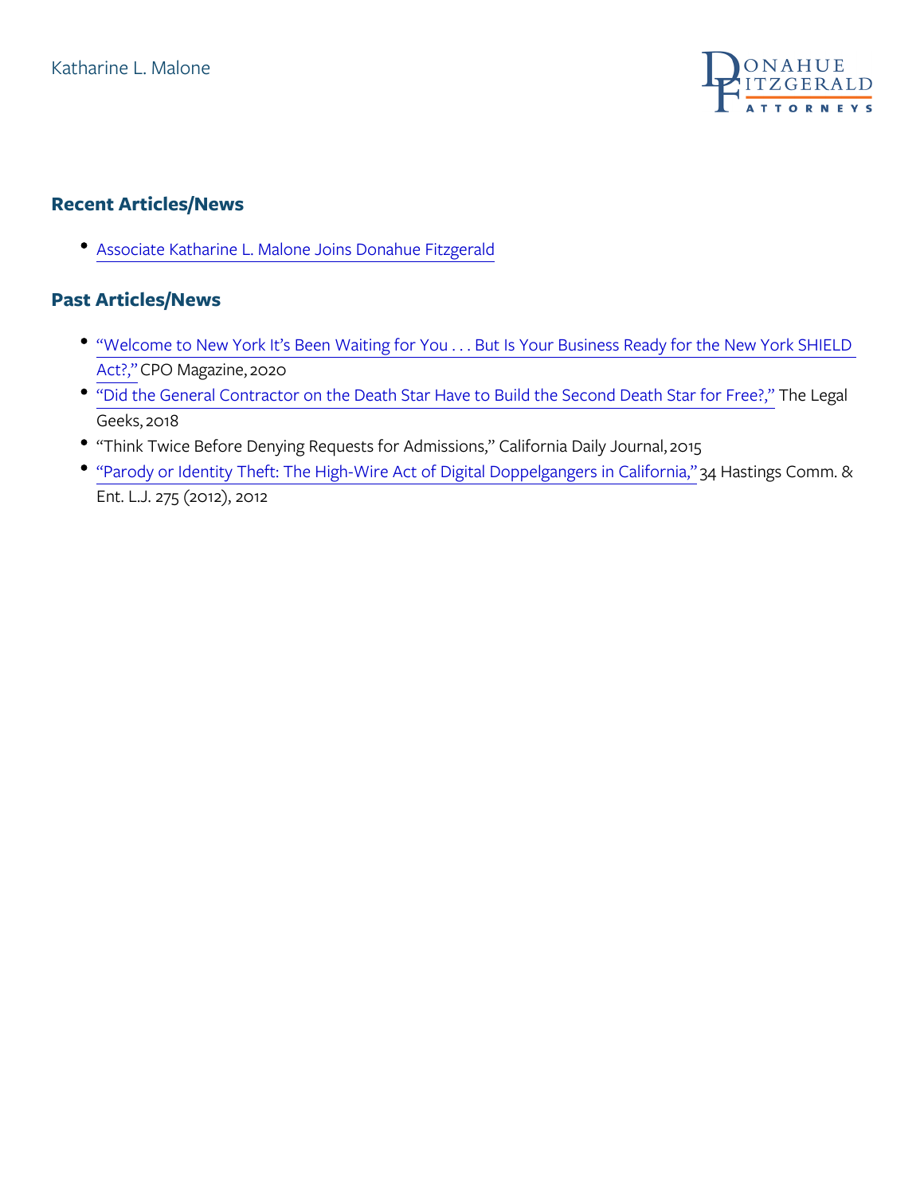## Recent Articles/News

- Associate Katharine L. Malone Joins Donahue Fitzgerald

## Past Articles/News

- "Welcome to New York It's Been Waiting for You . . . But Is Your Business Ready for the New York SHIELD Act?," CPO Magazine, 2020
- "Did the General Contractor on the Death Star Have to Build the Second Death Star for Free?," The Legal Geeks, 2018
- "Think Twice Before Denying Requests for Admissions," California Daily Journal, 2015
- "Parody or Identity Theft: The High-Wire Act of Digital Doppelgangers in California," 34 Hastings Comm. & Ent. L.J. 275 (2012), 2012